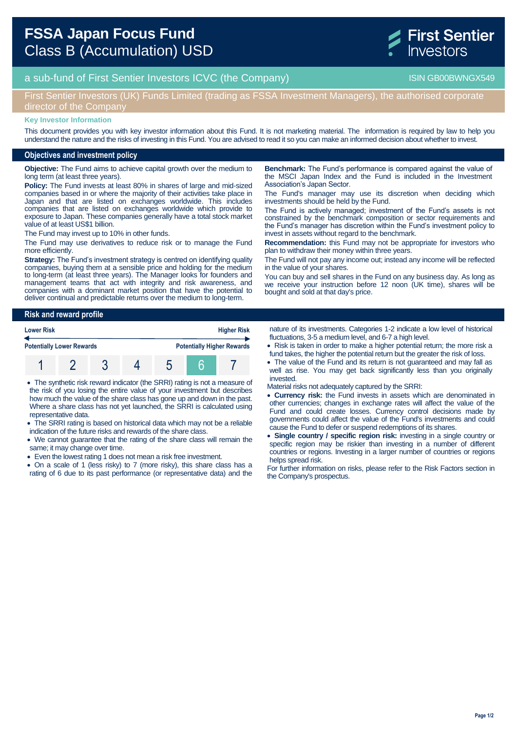# FSSA Japan Focus Fund
## Class B (Accumulation) USD

First Sentier Investors

a sub-fund of First Sentier Investors ICVC (the Company) — ISIN GB00BWNGX549

First Sentier Investors (UK) Funds Limited (trading as FSSA Investment Managers), the authorised corporate director of the Company

**Key Investor Information**

This document provides you with key investor information about this Fund. It is not marketing material. The information is required by law to help you understand the nature and the risks of investing in this Fund. You are advised to read it so you can make an informed decision about whether to invest.

## Objectives and investment policy

**Objective:** The Fund aims to achieve capital growth over the medium to long term (at least three years).

**Policy:** The Fund invests at least 80% in shares of large and mid-sized companies based in or where the majority of their activities take place in Japan and that are listed on exchanges worldwide. This includes companies that are listed on exchanges worldwide which provide to exposure to Japan. These companies generally have a total stock market value of at least US$1 billion.

The Fund may invest up to 10% in other funds.

The Fund may use derivatives to reduce risk or to manage the Fund more efficiently.

**Strategy:** The Fund's investment strategy is centred on identifying quality companies, buying them at a sensible price and holding for the medium to long-term (at least three years). The Manager looks for founders and management teams that act with integrity and risk awareness, and companies with a dominant market position that have the potential to deliver continual and predictable returns over the medium to long-term.

**Benchmark:** The Fund's performance is compared against the value of the MSCI Japan Index and the Fund is included in the Investment Association's Japan Sector.

The Fund's manager may use its discretion when deciding which investments should be held by the Fund.

The Fund is actively managed; investment of the Fund's assets is not constrained by the benchmark composition or sector requirements and the Fund's manager has discretion within the Fund's investment policy to invest in assets without regard to the benchmark.

**Recommendation:** this Fund may not be appropriate for investors who plan to withdraw their money within three years.

The Fund will not pay any income out; instead any income will be reflected in the value of your shares.

You can buy and sell shares in the Fund on any business day. As long as we receive your instruction before 12 noon (UK time), shares will be bought and sold at that day's price.

## Risk and reward profile

| Lower Risk | | | | | | Higher Risk |
|---|---|---|---|---|---|---|
| Potentially Lower Rewards | | | | | | Potentially Higher Rewards |
| 1 | 2 | 3 | 4 | 5 | **6** | 7 |

- The synthetic risk reward indicator (the SRRI) rating is not a measure of the risk of you losing the entire value of your investment but describes how much the value of the share class has gone up and down in the past. Where a share class has not yet launched, the SRRI is calculated using representative data.
- The SRRI rating is based on historical data which may not be a reliable indication of the future risks and rewards of the share class.
- We cannot guarantee that the rating of the share class will remain the same; it may change over time.
- Even the lowest rating 1 does not mean a risk free investment.
- On a scale of 1 (less risky) to 7 (more risky), this share class has a rating of 6 due to its past performance (or representative data) and the nature of its investments. Categories 1-2 indicate a low level of historical fluctuations, 3-5 a medium level, and 6-7 a high level.
- Risk is taken in order to make a higher potential return; the more risk a fund takes, the higher the potential return but the greater the risk of loss.
- The value of the Fund and its return is not guaranteed and may fall as well as rise. You may get back significantly less than you originally invested.

Material risks not adequately captured by the SRRI:

- **Currency risk:** the Fund invests in assets which are denominated in other currencies; changes in exchange rates will affect the value of the Fund and could create losses. Currency control decisions made by governments could affect the value of the Fund's investments and could cause the Fund to defer or suspend redemptions of its shares.
- **Single country / specific region risk:** investing in a single country or specific region may be riskier than investing in a number of different countries or regions. Investing in a larger number of countries or regions helps spread risk.

For further information on risks, please refer to the Risk Factors section in the Company's prospectus.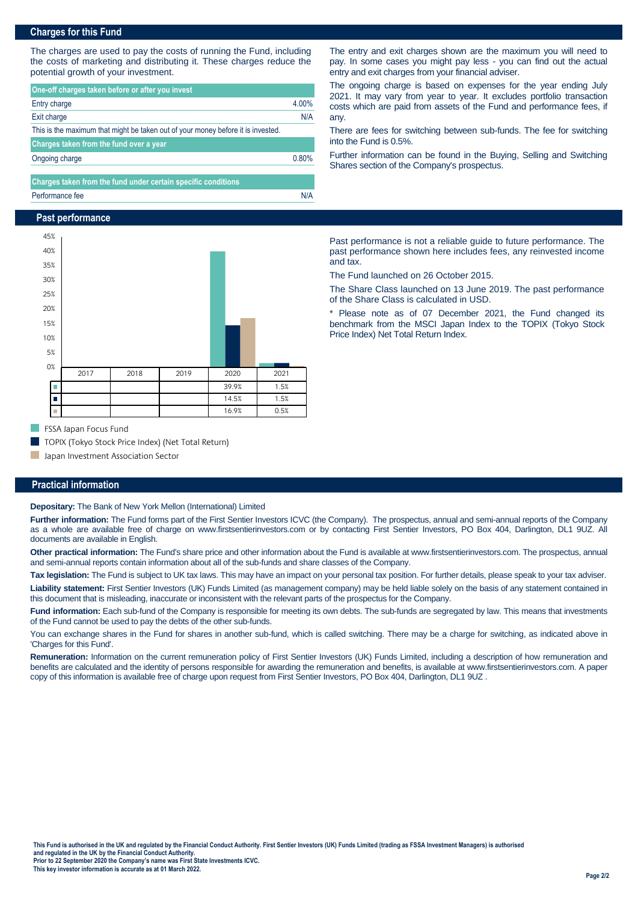## Charges for this Fund

The charges are used to pay the costs of running the Fund, including the costs of marketing and distributing it. These charges reduce the potential growth of your investment.

| One-off charges taken before or after you invest | |
|---|---|
| Entry charge | 4.00% |
| Exit charge | N/A |
| This is the maximum that might be taken out of your money before it is invested. | |
| **Charges taken from the fund over a year** | |
| Ongoing charge | 0.80% |
| **Charges taken from the fund under certain specific conditions** | |
| Performance fee | N/A |

The entry and exit charges shown are the maximum you will need to pay. In some cases you might pay less - you can find out the actual entry and exit charges from your financial adviser.

The ongoing charge is based on expenses for the year ending July 2021. It may vary from year to year. It excludes portfolio transaction costs which are paid from assets of the Fund and performance fees, if any.

There are fees for switching between sub-funds. The fee for switching into the Fund is 0.5%.

Further information can be found in the Buying, Selling and Switching Shares section of the Company's prospectus.

## Past performance

45%
40%
35%
30%
25%
20%
15%
10%
5%
0%

2017 2018 2019 2020 2021

39.9% 1.5%
14.5% 1.5%
16.9% 0.5%

FSSA Japan Focus Fund

TOPIX (Tokyo Stock Price Index) (Net Total Return)

Japan Investment Association Sector

Past performance is not a reliable guide to future performance. The past performance shown here includes fees, any reinvested income and tax.

The Fund launched on 26 October 2015.

The Share Class launched on 13 June 2019. The past performance of the Share Class is calculated in USD.

* Please note as of 07 December 2021, the Fund changed its benchmark from the MSCI Japan Index to the TOPIX (Tokyo Stock Price Index) Net Total Return Index.

## Practical information

**Depositary:** The Bank of New York Mellon (International) Limited

**Further information:** The Fund forms part of the First Sentier Investors ICVC (the Company). The prospectus, annual and semi-annual reports of the Company as a whole are available free of charge on www.firstsentierinvestors.com or by contacting First Sentier Investors, PO Box 404, Darlington, DL1 9UZ. All documents are available in English.

**Other practical information:** The Fund's share price and other information about the Fund is available at www.firstsentierinvestors.com. The prospectus, annual and semi-annual reports contain information about all of the sub-funds and share classes of the Company.

**Tax legislation:** The Fund is subject to UK tax laws. This may have an impact on your personal tax position. For further details, please speak to your tax adviser.

**Liability statement:** First Sentier Investors (UK) Funds Limited (as management company) may be held liable solely on the basis of any statement contained in this document that is misleading, inaccurate or inconsistent with the relevant parts of the prospectus for the Company.

**Fund information:** Each sub-fund of the Company is responsible for meeting its own debts. The sub-funds are segregated by law. This means that investments of the Fund cannot be used to pay the debts of the other sub-funds.

You can exchange shares in the Fund for shares in another sub-fund, which is called switching. There may be a charge for switching, as indicated above in 'Charges for this Fund'.

**Remuneration:** Information on the current remuneration policy of First Sentier Investors (UK) Funds Limited, including a description of how remuneration and benefits are calculated and the identity of persons responsible for awarding the remuneration and benefits, is available at www.firstsentierinvestors.com. A paper copy of this information is available free of charge upon request from First Sentier Investors, PO Box 404, Darlington, DL1 9UZ .

**This Fund is authorised in the UK and regulated by the Financial Conduct Authority. First Sentier Investors (UK) Funds Limited (trading as FSSA Investment Managers) is authorised and regulated in the UK by the Financial Conduct Authority.**
**Prior to 22 September 2020 the Company's name was First State Investments ICVC.**
**This key investor information is accurate as at 01 March 2022.**